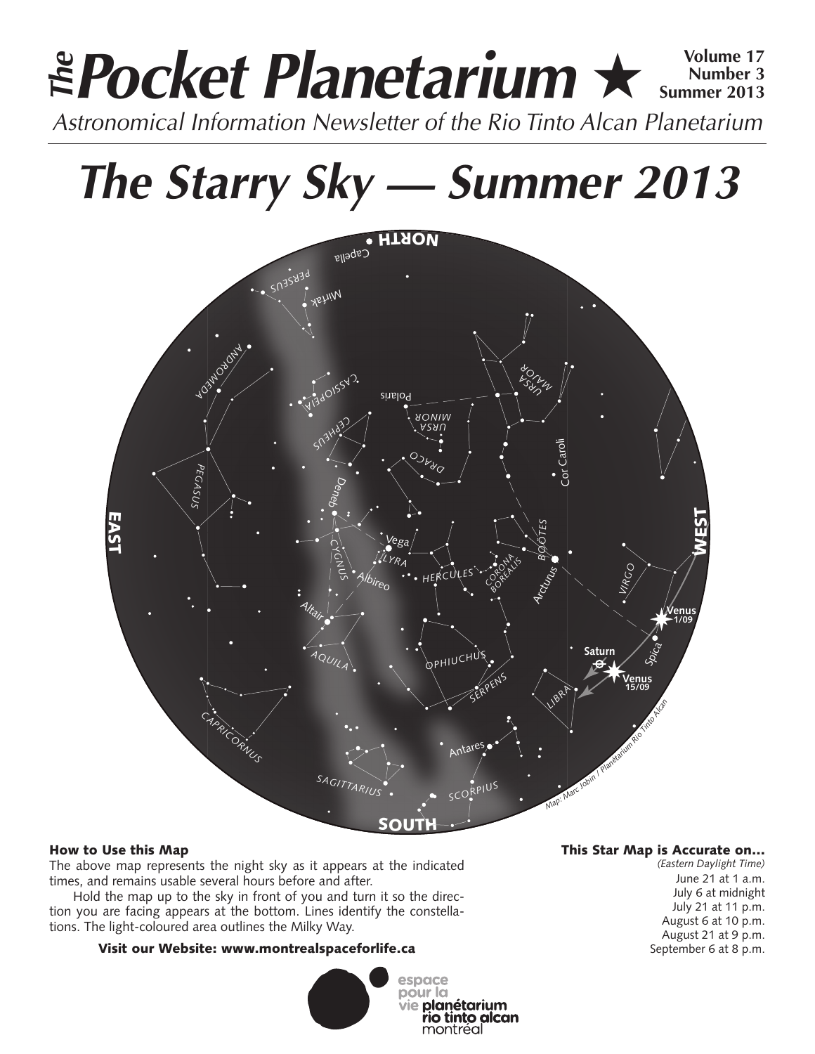# *The* Pocket Planetarium ★

**Volume 17**
**Number 3**
**Summer 2013**

*Astronomical Information Newsletter of the Rio Tinto Alcan Planetarium*

# *The Starry Sky — Summer 2013*

### How to Use this Map

The above map represents the night sky as it appears at the indicated times, and remains usable several hours before and after.

Hold the map up to the sky in front of you and turn it so the direction you are facing appears at the bottom. Lines identify the constellations. The light-coloured area outlines the Milky Way.

**Visit our Website: www.montrealspaceforlife.ca**

### This Star Map is Accurate on...

*(Eastern Daylight Time)*

June 21 at 1 a.m.
July 6 at midnight
July 21 at 11 p.m.
August 6 at 10 p.m.
August 21 at 9 p.m.
September 6 at 8 p.m.

espace pour la vie planétarium rio tinto alcan montréal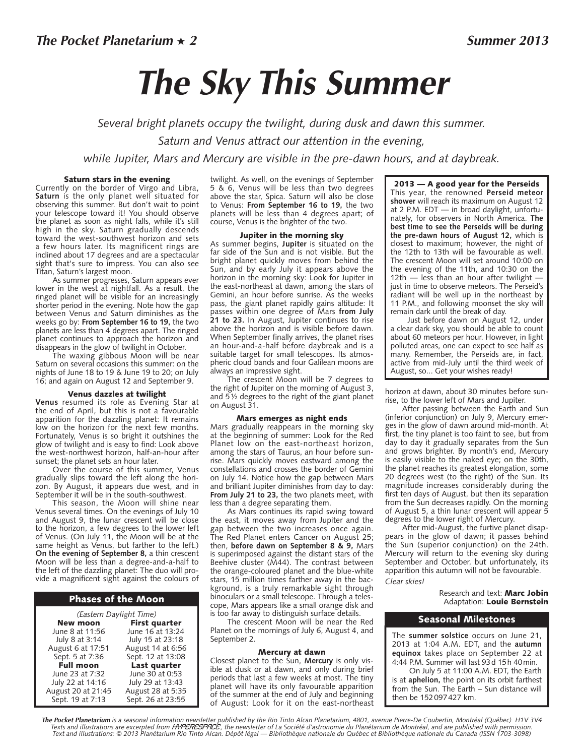# The Sky This Summer

*Several bright planets occupy the twilight, during dusk and dawn this summer. Saturn and Venus attract our attention in the evening, while Jupiter, Mars and Mercury are visible in the pre-dawn hours, and at daybreak.*

### Saturn stars in the evening

Currently on the border of Virgo and Libra, **Saturn** is the only planet well situated for observing this summer. But don't wait to point your telescope toward it! You should observe the planet as soon as night falls, while it's still high in the sky. Saturn gradually descends toward the west-southwest horizon and sets a few hours later. Its magnificent rings are inclined about 17 degrees and are a spectacular sight that's sure to impress. You can also see Titan, Saturn's largest moon.

As summer progresses, Saturn appears ever lower in the west at nightfall. As a result, the ringed planet will be visible for an increasingly shorter period in the evening. Note how the gap between Venus and Saturn diminishes as the weeks go by: **From September 16 to 19,** the two planets are less than 4 degrees apart. The ringed planet continues to approach the horizon and disappears in the glow of twilight in October.

The waxing gibbous Moon will be near Saturn on several occasions this summer: on the nights of June 18 to 19 & June 19 to 20; on July 16; and again on August 12 and September 9.

### Venus dazzles at twilight

**Venus** resumed its role as Evening Star at the end of April, but this is not a favourable apparition for the dazzling planet: It remains low on the horizon for the next few months. Fortunately, Venus is so bright it outshines the glow of twilight and is easy to find: Look above the west-northwest horizon, half-an-hour after sunset; the planet sets an hour later.

Over the course of this summer, Venus gradually slips toward the left along the horizon. By August, it appears due west, and in September it will be in the south-southwest.

This season, the Moon will shine near Venus several times. On the evenings of July 10 and August 9, the lunar crescent will be close to the horizon, a few degrees to the lower left of Venus. (On July 11, the Moon will be at the same height as Venus, but farther to the left.) **On the evening of September 8,** a thin crescent Moon will be less than a degree-and-a-half to the left of the dazzling planet: The duo will provide a magnificent sight against the colours of twilight. As well, on the evenings of September 5 & 6, Venus will be less than two degrees above the star, Spica. Saturn will also be close to Venus: **From September 16 to 19,** the two planets will be less than 4 degrees apart; of course, Venus is the brighter of the two.

### Phases of the Moon

*(Eastern Daylight Time)*

| New moon | First quarter |
|---|---|
| June 8 at 11:56 | June 16 at 13:24 |
| July 8 at 3:14 | July 15 at 23:18 |
| August 6 at 17:51 | August 14 at 6:56 |
| Sept. 5 at 7:36 | Sept. 12 at 13:08 |
| **Full moon** | **Last quarter** |
| June 23 at 7:32 | June 30 at 0:53 |
| July 22 at 14:16 | July 29 at 13:43 |
| August 20 at 21:45 | August 28 at 5:35 |
| Sept. 19 at 7:13 | Sept. 26 at 23:55 |

### Jupiter in the morning sky

As summer begins, **Jupiter** is situated on the far side of the Sun and is not visible. But the bright planet quickly moves from behind the Sun, and by early July it appears above the horizon in the morning sky: Look for Jupiter in the east-northeast at dawn, among the stars of Gemini, an hour before sunrise. As the weeks pass, the giant planet rapidly gains altitude: It passes within one degree of Mars **from July 21 to 23.** In August, Jupiter continues to rise above the horizon and is visible before dawn. When September finally arrives, the planet rises an hour-and-a-half before daybreak and is a suitable target for small telescopes. Its atmospheric cloud bands and four Galilean moons are always an impressive sight.

The crescent Moon will be 7 degrees to the right of Jupiter on the morning of August 3, and 5½ degrees to the right of the giant planet on August 31.

### Mars emerges as night ends

Mars gradually reappears in the morning sky at the beginning of summer: Look for the Red Planet low on the east-northeast horizon, among the stars of Taurus, an hour before sunrise. Mars quickly moves eastward among the constellations and crosses the border of Gemini on July 14. Notice how the gap between Mars and brilliant Jupiter diminishes from day to day: **From July 21 to 23,** the two planets meet, with less than a degree separating them.

As Mars continues its rapid swing toward the east, it moves away from Jupiter and the gap between the two increases once again. The Red Planet enters Cancer on August 25; then, **before dawn on September 8 & 9,** Mars is superimposed against the distant stars of the Beehive cluster (M44). The contrast between the orange-coloured planet and the blue-white stars, 15 million times farther away in the background, is a truly remarkable sight through binoculars or a small telescope. Through a telescope, Mars appears like a small orange disk and is too far away to distinguish surface details.

The crescent Moon will be near the Red Planet on the mornings of July 6, August 4, and September 2.

### Mercury at dawn

Closest planet to the Sun, **Mercury** is only visible at dusk or at dawn, and only during brief periods that last a few weeks at most. The tiny planet will have its only favourable apparition of the summer at the end of July and beginning of August: Look for it on the east-northeast horizon at dawn, about 30 minutes before sunrise, to the lower left of Mars and Jupiter.

After passing between the Earth and Sun (inferior conjunction) on July 9, Mercury emerges in the glow of dawn around mid-month. At first, the tiny planet is too faint to see, but from day to day it gradually separates from the Sun and grows brighter. By month's end, Mercury is easily visible to the naked eye; on the 30th, the planet reaches its greatest elongation, some 20 degrees west (to the right) of the Sun. Its magnitude increases considerably during the first ten days of August, but then its separation from the Sun decreases rapidly. On the morning of August 5, a thin lunar crescent will appear 5 degrees to the lower right of Mercury.

After mid-August, the furtive planet disappears in the glow of dawn; it passes behind the Sun (superior conjunction) on the 24th. Mercury will return to the evening sky during September and October, but unfortunately, its apparition this autumn will not be favourable.

*Clear skies!*

Research and text: **Marc Jobin**
Adaptation: **Louie Bernstein**

### 2013 — A good year for the Perseids

This year, the renowned **Perseid meteor shower** will reach its maximum on August 12 at 2 P.M. EDT — in broad daylight, unfortunately, for observers in North America. **The best time to see the Perseids will be during the pre-dawn hours of August 12,** which is closest to maximum; however, the night of the 12th to 13th will be favourable as well. The crescent Moon will set around 10:00 on the evening of the 11th, and 10:30 on the 12th — less than an hour after twilight — just in time to observe meteors. The Perseid's radiant will be well up in the northeast by 11 P.M., and following moonset the sky will remain dark until the break of day.

Just before dawn on August 12, under a clear dark sky, you should be able to count about 60 meteors per hour. However, in light polluted areas, one can expect to see half as many. Remember, the Perseids are, in fact, active from mid-July until the third week of August, so... Get your wishes ready!

### Seasonal Milestones

The **summer solstice** occurs on June 21, 2013 at 1:04 A.M. EDT, and the **autumn equinox** takes place on September 22 at 4:44 P.M. Summer will last 93 d 15 h 40 min.

On July 5 at 11:00 A.M. EDT, the Earth is at **aphelion,** the point on its orbit farthest from the Sun. The Earth – Sun distance will then be 152 097 427 km.

*__The Pocket Planetarium__ is a seasonal information newsletter published by the Rio Tinto Alcan Planetarium, 4801, avenue Pierre-De Coubertin, Montréal (Québec) H1V 3V4*
*Texts and illustrations are excerpted from HYPERESPACE, the newsletter of La Société d'astronomie du Planétarium de Montréal, and are published with permission.*
*Text and illustrations: © 2013 Planétarium Rio Tinto Alcan. Dépôt légal — Bibliothèque nationale du Québec et Bibliothèque nationale du Canada (ISSN 1703-3098)*